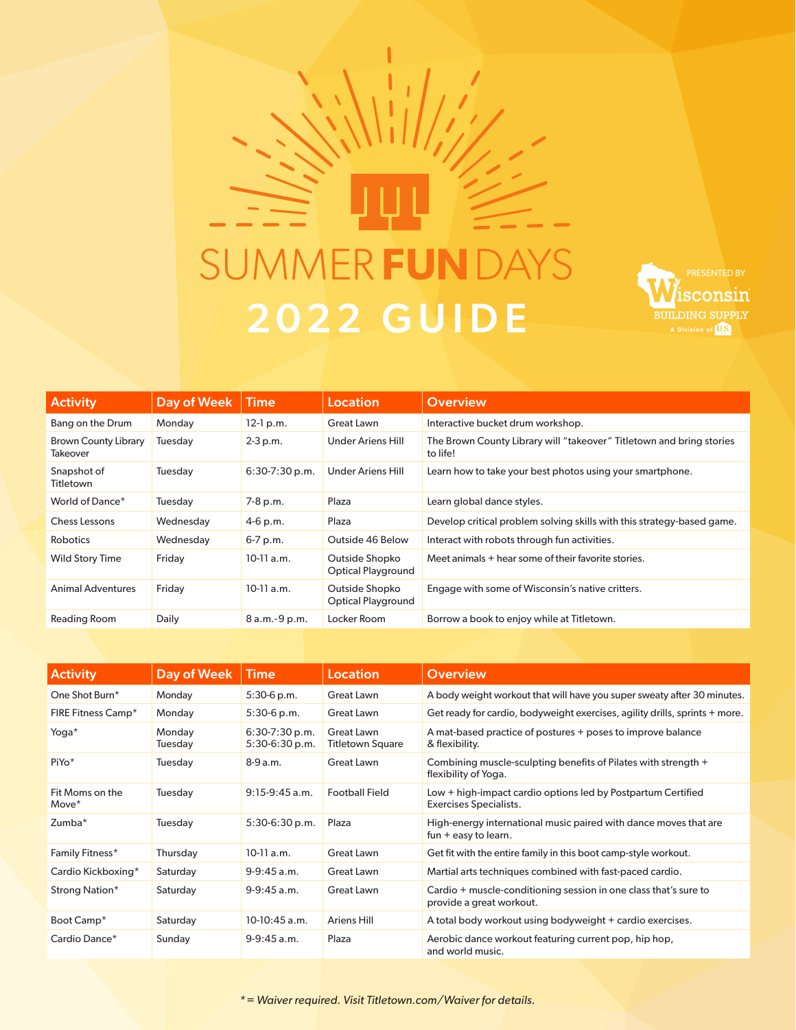# SUMMER FUN DAYS

## 2022 GUIDE

PRESENTED BY Wisconsin BUILDING SUPPLY A Division of US

| Activity | Day of Week | Time | Location | Overview |
| --- | --- | --- | --- | --- |
| Bang on the Drum | Monday | 12-1 p.m. | Great Lawn | Interactive bucket drum workshop. |
| Brown County Library Takeover | Tuesday | 2-3 p.m. | Under Ariens Hill | The Brown County Library will "takeover" Titletown and bring stories to life! |
| Snapshot of Titletown | Tuesday | 6:30-7:30 p.m. | Under Ariens Hill | Learn how to take your best photos using your smartphone. |
| World of Dance* | Tuesday | 7-8 p.m. | Plaza | Learn global dance styles. |
| Chess Lessons | Wednesday | 4-6 p.m. | Plaza | Develop critical problem solving skills with this strategy-based game. |
| Robotics | Wednesday | 6-7 p.m. | Outside 46 Below | Interact with robots through fun activities. |
| Wild Story Time | Friday | 10-11 a.m. | Outside Shopko Optical Playground | Meet animals + hear some of their favorite stories. |
| Animal Adventures | Friday | 10-11 a.m. | Outside Shopko Optical Playground | Engage with some of Wisconsin's native critters. |
| Reading Room | Daily | 8 a.m.-9 p.m. | Locker Room | Borrow a book to enjoy while at Titletown. |

| Activity | Day of Week | Time | Location | Overview |
| --- | --- | --- | --- | --- |
| One Shot Burn* | Monday | 5:30-6 p.m. | Great Lawn | A body weight workout that will have you super sweaty after 30 minutes. |
| FIRE Fitness Camp* | Monday | 5:30-6 p.m. | Great Lawn | Get ready for cardio, bodyweight exercises, agility drills, sprints + more. |
| Yoga* | Monday<br>Tuesday | 6:30-7:30 p.m.<br>5:30-6:30 p.m. | Great Lawn<br>Titletown Square | A mat-based practice of postures + poses to improve balance & flexibility. |
| PiYo* | Tuesday | 8-9 a.m. | Great Lawn | Combining muscle-sculpting benefits of Pilates with strength + flexibility of Yoga. |
| Fit Moms on the Move* | Tuesday | 9:15-9:45 a.m. | Football Field | Low + high-impact cardio options led by Postpartum Certified Exercises Specialists. |
| Zumba* | Tuesday | 5:30-6:30 p.m. | Plaza | High-energy international music paired with dance moves that are fun + easy to learn. |
| Family Fitness* | Thursday | 10-11 a.m. | Great Lawn | Get fit with the entire family in this boot camp-style workout. |
| Cardio Kickboxing* | Saturday | 9-9:45 a.m. | Great Lawn | Martial arts techniques combined with fast-paced cardio. |
| Strong Nation* | Saturday | 9-9:45 a.m. | Great Lawn | Cardio + muscle-conditioning session in one class that's sure to provide a great workout. |
| Boot Camp* | Saturday | 10-10:45 a.m. | Ariens Hill | A total body workout using bodyweight + cardio exercises. |
| Cardio Dance* | Sunday | 9-9:45 a.m. | Plaza | Aerobic dance workout featuring current pop, hip hop, and world music. |

*\* = Waiver required. Visit Titletown.com/Waiver for details.*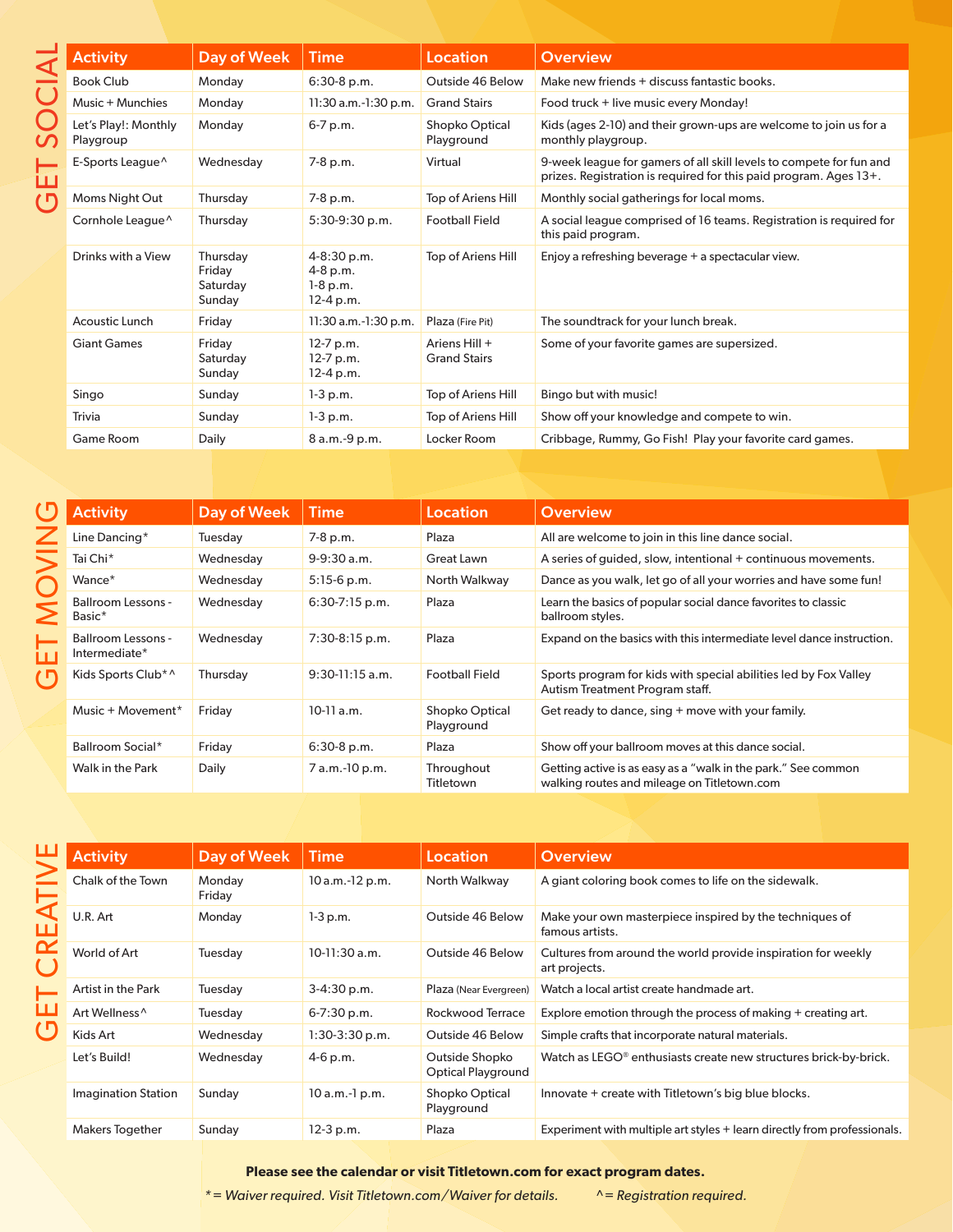## GET SOCIAL

| Activity | Day of Week | Time | Location | Overview |
|---|---|---|---|---|
| Book Club | Monday | 6:30-8 p.m. | Outside 46 Below | Make new friends + discuss fantastic books. |
| Music + Munchies | Monday | 11:30 a.m.-1:30 p.m. | Grand Stairs | Food truck + live music every Monday! |
| Let's Play!: Monthly Playgroup | Monday | 6-7 p.m. | Shopko Optical Playground | Kids (ages 2-10) and their grown-ups are welcome to join us for a monthly playgroup. |
| E-Sports League^ | Wednesday | 7-8 p.m. | Virtual | 9-week league for gamers of all skill levels to compete for fun and prizes. Registration is required for this paid program. Ages 13+. |
| Moms Night Out | Thursday | 7-8 p.m. | Top of Ariens Hill | Monthly social gatherings for local moms. |
| Cornhole League^ | Thursday | 5:30-9:30 p.m. | Football Field | A social league comprised of 16 teams. Registration is required for this paid program. |
| Drinks with a View | Thursday<br>Friday<br>Saturday<br>Sunday | 4-8:30 p.m.<br>4-8 p.m.<br>1-8 p.m.<br>12-4 p.m. | Top of Ariens Hill | Enjoy a refreshing beverage + a spectacular view. |
| Acoustic Lunch | Friday | 11:30 a.m.-1:30 p.m. | Plaza (Fire Pit) | The soundtrack for your lunch break. |
| Giant Games | Friday<br>Saturday<br>Sunday | 12-7 p.m.<br>12-7 p.m.<br>12-4 p.m. | Ariens Hill + Grand Stairs | Some of your favorite games are supersized. |
| Singo | Sunday | 1-3 p.m. | Top of Ariens Hill | Bingo but with music! |
| Trivia | Sunday | 1-3 p.m. | Top of Ariens Hill | Show off your knowledge and compete to win. |
| Game Room | Daily | 8 a.m.-9 p.m. | Locker Room | Cribbage, Rummy, Go Fish! Play your favorite card games. |

## GET MOVING

| Activity | Day of Week | Time | Location | Overview |
|---|---|---|---|---|
| Line Dancing* | Tuesday | 7-8 p.m. | Plaza | All are welcome to join in this line dance social. |
| Tai Chi* | Wednesday | 9-9:30 a.m. | Great Lawn | A series of guided, slow, intentional + continuous movements. |
| Wance* | Wednesday | 5:15-6 p.m. | North Walkway | Dance as you walk, let go of all your worries and have some fun! |
| Ballroom Lessons - Basic* | Wednesday | 6:30-7:15 p.m. | Plaza | Learn the basics of popular social dance favorites to classic ballroom styles. |
| Ballroom Lessons - Intermediate* | Wednesday | 7:30-8:15 p.m. | Plaza | Expand on the basics with this intermediate level dance instruction. |
| Kids Sports Club*^ | Thursday | 9:30-11:15 a.m. | Football Field | Sports program for kids with special abilities led by Fox Valley Autism Treatment Program staff. |
| Music + Movement* | Friday | 10-11 a.m. | Shopko Optical Playground | Get ready to dance, sing + move with your family. |
| Ballroom Social* | Friday | 6:30-8 p.m. | Plaza | Show off your ballroom moves at this dance social. |
| Walk in the Park | Daily | 7 a.m.-10 p.m. | Throughout Titletown | Getting active is as easy as a "walk in the park." See common walking routes and mileage on Titletown.com |

## GET CREATIVE

| Activity | Day of Week | Time | Location | Overview |
|---|---|---|---|---|
| Chalk of the Town | Monday<br>Friday | 10 a.m.-12 p.m. | North Walkway | A giant coloring book comes to life on the sidewalk. |
| U.R. Art | Monday | 1-3 p.m. | Outside 46 Below | Make your own masterpiece inspired by the techniques of famous artists. |
| World of Art | Tuesday | 10-11:30 a.m. | Outside 46 Below | Cultures from around the world provide inspiration for weekly art projects. |
| Artist in the Park | Tuesday | 3-4:30 p.m. | Plaza (Near Evergreen) | Watch a local artist create handmade art. |
| Art Wellness^ | Tuesday | 6-7:30 p.m. | Rockwood Terrace | Explore emotion through the process of making + creating art. |
| Kids Art | Wednesday | 1:30-3:30 p.m. | Outside 46 Below | Simple crafts that incorporate natural materials. |
| Let's Build! | Wednesday | 4-6 p.m. | Outside Shopko Optical Playground | Watch as LEGO® enthusiasts create new structures brick-by-brick. |
| Imagination Station | Sunday | 10 a.m.-1 p.m. | Shopko Optical Playground | Innovate + create with Titletown's big blue blocks. |
| Makers Together | Sunday | 12-3 p.m. | Plaza | Experiment with multiple art styles + learn directly from professionals. |

**Please see the calendar or visit Titletown.com for exact program dates.**

*\* = Waiver required. Visit Titletown.com/Waiver for details.* *^ = Registration required.*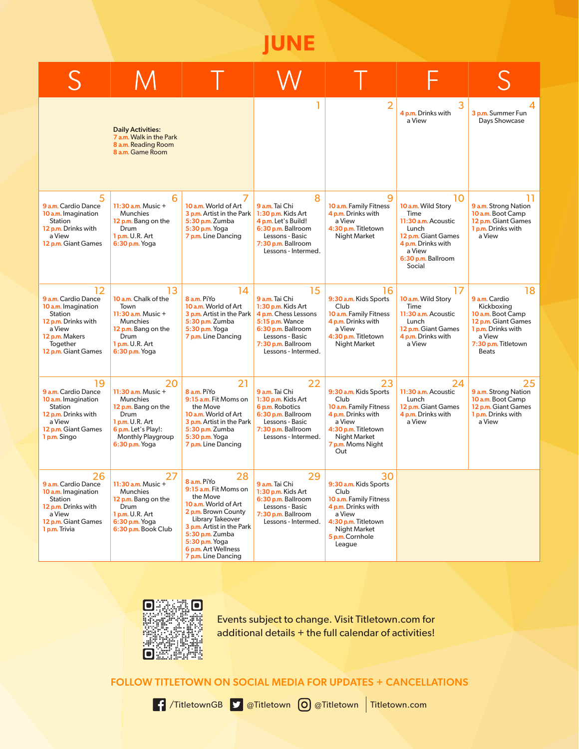# JUNE

| S | M | T | W | T | F | S |
|---|---|---|---|---|---|---|
| **Daily Activities:** 7 a.m. Walk in the Park; 8 a.m. Reading Room; 8 a.m. Game Room | | | 1 | 2 | 3<br>4 p.m. Drinks with a View | 4<br>3 p.m. Summer Fun Days Showcase |
| 5<br>9 a.m. Cardio Dance<br>10 a.m. Imagination Station<br>12 p.m. Drinks with a View<br>12 p.m. Giant Games | 6<br>11:30 a.m. Music + Munchies<br>12 p.m. Bang on the Drum<br>1 p.m. U.R. Art<br>6:30 p.m. Yoga | 7<br>10 a.m. World of Art<br>3 p.m. Artist in the Park<br>5:30 p.m. Zumba<br>5:30 p.m. Yoga<br>7 p.m. Line Dancing | 8<br>9 a.m. Tai Chi<br>1:30 p.m. Kids Art<br>4 p.m. Let's Build!<br>6:30 p.m. Ballroom Lessons - Basic<br>7:30 p.m. Ballroom Lessons - Intermed. | 9<br>10 a.m. Family Fitness<br>4 p.m. Drinks with a View<br>4:30 p.m. Titletown Night Market | 10<br>10 a.m. Wild Story Time<br>11:30 a.m. Acoustic Lunch<br>12 p.m. Giant Games<br>4 p.m. Drinks with a View<br>6:30 p.m. Ballroom Social | 11<br>9 a.m. Strong Nation<br>10 a.m. Boot Camp<br>12 p.m. Giant Games<br>1 p.m. Drinks with a View |
| 12<br>9 a.m. Cardio Dance<br>10 a.m. Imagination Station<br>12 p.m. Drinks with a View<br>12 p.m. Makers Together<br>12 p.m. Giant Games | 13<br>10 a.m. Chalk of the Town<br>11:30 a.m. Music + Munchies<br>12 p.m. Bang on the Drum<br>1 p.m. U.R. Art<br>6:30 p.m. Yoga | 14<br>8 a.m. PiYo<br>10 a.m. World of Art<br>3 p.m. Artist in the Park<br>5:30 p.m. Zumba<br>5:30 p.m. Yoga<br>7 p.m. Line Dancing | 15<br>9 a.m. Tai Chi<br>1:30 p.m. Kids Art<br>4 p.m. Chess Lessons<br>5:15 p.m. Wance<br>6:30 p.m. Ballroom Lessons - Basic<br>7:30 p.m. Ballroom Lessons - Intermed. | 16<br>9:30 a.m. Kids Sports Club<br>10 a.m. Family Fitness<br>4 p.m. Drinks with a View<br>4:30 p.m. Titletown Night Market | 17<br>10 a.m. Wild Story Time<br>11:30 a.m. Acoustic Lunch<br>12 p.m. Giant Games<br>4 p.m. Drinks with a View | 18<br>9 a.m. Cardio Kickboxing<br>10 a.m. Boot Camp<br>12 p.m. Giant Games<br>1 p.m. Drinks with a View<br>7:30 p.m. Titletown Beats |
| 19<br>9 a.m. Cardio Dance<br>10 a.m. Imagination Station<br>12 p.m. Drinks with a View<br>12 p.m. Giant Games<br>1 p.m. Singo | 20<br>11:30 a.m. Music + Munchies<br>12 p.m. Bang on the Drum<br>1 p.m. U.R. Art<br>6 p.m. Let's Play!: Monthly Playgroup<br>6:30 p.m. Yoga | 21<br>8 a.m. PiYo<br>9:15 a.m. Fit Moms on the Move<br>10 a.m. World of Art<br>3 p.m. Artist in the Park<br>5:30 p.m. Zumba<br>5:30 p.m. Yoga<br>7 p.m. Line Dancing | 22<br>9 a.m. Tai Chi<br>1:30 p.m. Kids Art<br>6 p.m. Robotics<br>6:30 p.m. Ballroom Lessons - Basic<br>7:30 p.m. Ballroom Lessons - Intermed. | 23<br>9:30 a.m. Kids Sports Club<br>10 a.m. Family Fitness<br>4 p.m. Drinks with a View<br>4:30 p.m. Titletown Night Market<br>7 p.m. Moms Night Out | 24<br>11:30 a.m. Acoustic Lunch<br>12 p.m. Giant Games<br>4 p.m. Drinks with a View | 25<br>9 a.m. Strong Nation<br>10 a.m. Boot Camp<br>12 p.m. Giant Games<br>1 p.m. Drinks with a View |
| 26<br>9 a.m. Cardio Dance<br>10 a.m. Imagination Station<br>12 p.m. Drinks with a View<br>12 p.m. Giant Games<br>1 p.m. Trivia | 27<br>11:30 a.m. Music + Munchies<br>12 p.m. Bang on the Drum<br>1 p.m. U.R. Art<br>6:30 p.m. Yoga<br>6:30 p.m. Book Club | 28<br>8 a.m. PiYo<br>9:15 a.m. Fit Moms on the Move<br>10 a.m. World of Art<br>2 p.m. Brown County Library Takeover<br>3 p.m. Artist in the Park<br>5:30 p.m. Zumba<br>5:30 p.m. Yoga<br>6 p.m. Art Wellness<br>7 p.m. Line Dancing | 29<br>9 a.m. Tai Chi<br>1:30 p.m. Kids Art<br>6:30 p.m. Ballroom Lessons - Basic<br>7:30 p.m. Ballroom Lessons - Intermed. | 30<br>9:30 a.m. Kids Sports Club<br>10 a.m. Family Fitness<br>4 p.m. Drinks with a View<br>4:30 p.m. Titletown Night Market<br>5 p.m. Cornhole League | | |

Events subject to change. Visit Titletown.com for additional details + the full calendar of activities!

**FOLLOW TITLETOWN ON SOCIAL MEDIA FOR UPDATES + CANCELLATIONS**

/TitletownGB | @Titletown | @Titletown | Titletown.com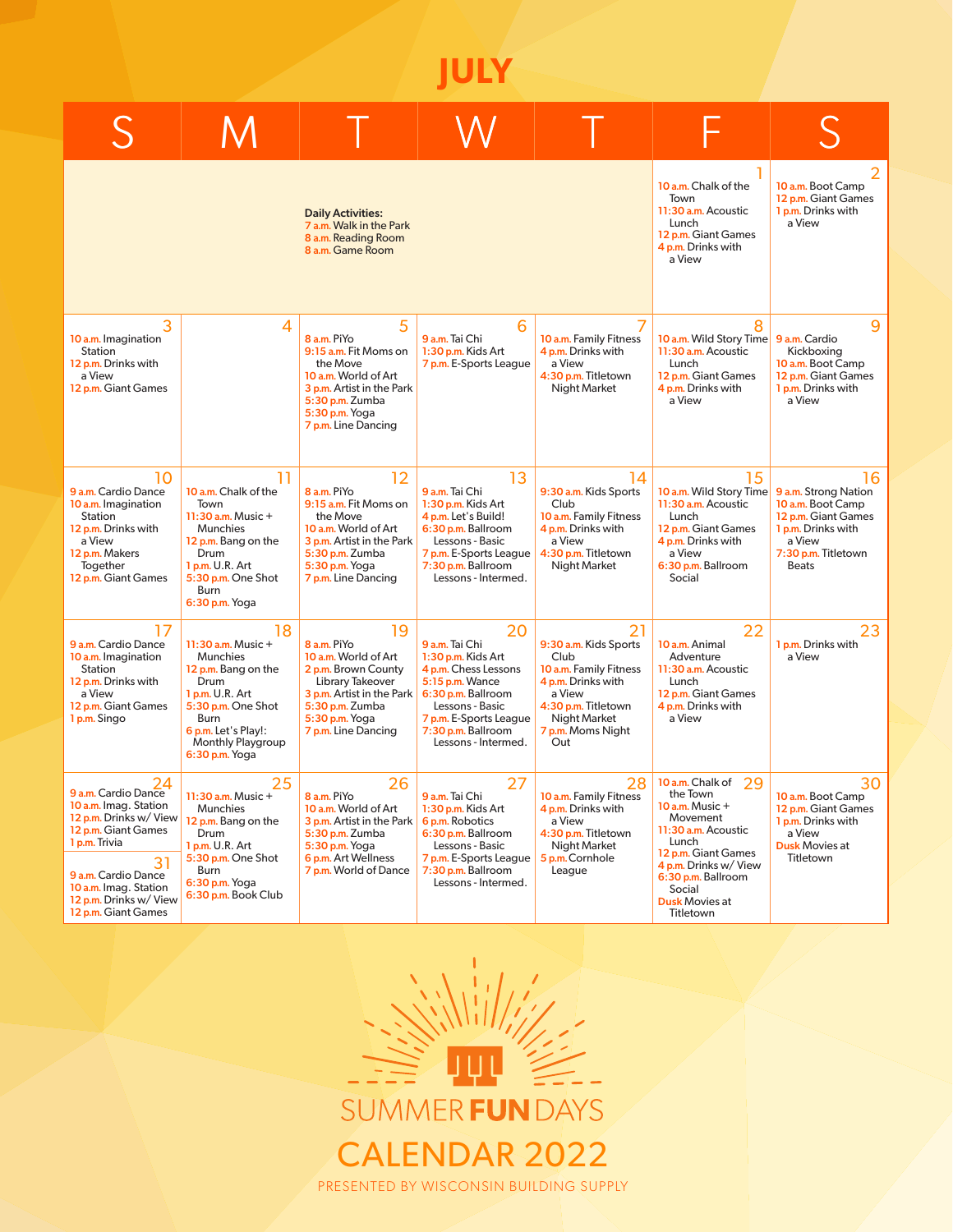# JULY

| S | M | T | W | T | F | S |
|---|---|---|---|---|---|---|
| **Daily Activities:** 7 a.m. Walk in the Park; 8 a.m. Reading Room; 8 a.m. Game Room | | | | | **1** 10 a.m. Chalk of the Town; 11:30 a.m. Acoustic Lunch; 12 p.m. Giant Games; 4 p.m. Drinks with a View | **2** 10 a.m. Boot Camp; 12 p.m. Giant Games; 1 p.m. Drinks with a View |
| **3** 10 a.m. Imagination Station; 12 p.m. Drinks with a View; 12 p.m. Giant Games | **4** | **5** 8 a.m. PiYo; 9:15 a.m. Fit Moms on the Move; 10 a.m. World of Art; 3 p.m. Artist in the Park; 5:30 p.m. Zumba; 5:30 p.m. Yoga; 7 p.m. Line Dancing | **6** 9 a.m. Tai Chi; 1:30 p.m. Kids Art; 7 p.m. E-Sports League | **7** 10 a.m. Family Fitness; 4 p.m. Drinks with a View; 4:30 p.m. Titletown Night Market | **8** 10 a.m. Wild Story Time; 11:30 a.m. Acoustic Lunch; 12 p.m. Giant Games; 4 p.m. Drinks with a View | **9** 9 a.m. Cardio Kickboxing; 10 a.m. Boot Camp; 12 p.m. Giant Games; 1 p.m. Drinks with a View |
| **10** 9 a.m. Cardio Dance; 10 a.m. Imagination Station; 12 p.m. Drinks with a View; 12 p.m. Makers Together; 12 p.m. Giant Games | **11** 10 a.m. Chalk of the Town; 11:30 a.m. Music + Munchies; 12 p.m. Bang on the Drum; 1 p.m. U.R. Art; 5:30 p.m. One Shot Burn; 6:30 p.m. Yoga | **12** 8 a.m. PiYo; 9:15 a.m. Fit Moms on the Move; 10 a.m. World of Art; 3 p.m. Artist in the Park; 5:30 p.m. Zumba; 5:30 p.m. Yoga; 7 p.m. Line Dancing | **13** 9 a.m. Tai Chi; 1:30 p.m. Kids Art; 4 p.m. Let's Build!; 6:30 p.m. Ballroom Lessons - Basic; 7 p.m. E-Sports League; 7:30 p.m. Ballroom Lessons - Intermed. | **14** 9:30 a.m. Kids Sports Club; 10 a.m. Family Fitness; 4 p.m. Drinks with a View; 4:30 p.m. Titletown Night Market | **15** 10 a.m. Wild Story Time; 11:30 a.m. Acoustic Lunch; 12 p.m. Giant Games; 4 p.m. Drinks with a View; 6:30 p.m. Ballroom Social | **16** 9 a.m. Strong Nation; 10 a.m. Boot Camp; 12 p.m. Giant Games; 1 p.m. Drinks with a View; 7:30 p.m. Titletown Beats |
| **17** 9 a.m. Cardio Dance; 10 a.m. Imagination Station; 12 p.m. Drinks with a View; 12 p.m. Giant Games; 1 p.m. Singo | **18** 11:30 a.m. Music + Munchies; 12 p.m. Bang on the Drum; 1 p.m. U.R. Art; 5:30 p.m. One Shot Burn; 6 p.m. Let's Play!: Monthly Playgroup; 6:30 p.m. Yoga | **19** 8 a.m. PiYo; 10 a.m. World of Art; 2 p.m. Brown County Library Takeover; 3 p.m. Artist in the Park; 5:30 p.m. Zumba; 5:30 p.m. Yoga; 7 p.m. Line Dancing | **20** 9 a.m. Tai Chi; 1:30 p.m. Kids Art; 4 p.m. Chess Lessons; 5:15 p.m. Wance; 6:30 p.m. Ballroom Lessons - Basic; 7 p.m. E-Sports League; 7:30 p.m. Ballroom Lessons - Intermed. | **21** 9:30 a.m. Kids Sports Club; 10 a.m. Family Fitness; 4 p.m. Drinks with a View; 4:30 p.m. Titletown Night Market; 7 p.m. Moms Night Out | **22** 10 a.m. Animal Adventure; 11:30 a.m. Acoustic Lunch; 12 p.m. Giant Games; 4 p.m. Drinks with a View | **23** 1 p.m. Drinks with a View |
| **24** 9 a.m. Cardio Dance; 10 a.m. Imag. Station; 12 p.m. Drinks w/ View; 12 p.m. Giant Games; 1 p.m. Trivia<br>**31** 9 a.m. Cardio Dance; 10 a.m. Imag. Station; 12 p.m. Drinks w/ View; 12 p.m. Giant Games | **25** 11:30 a.m. Music + Munchies; 12 p.m. Bang on the Drum; 1 p.m. U.R. Art; 5:30 p.m. One Shot Burn; 6:30 p.m. Yoga; 6:30 p.m. Book Club | **26** 8 a.m. PiYo; 10 a.m. World of Art; 3 p.m. Artist in the Park; 5:30 p.m. Zumba; 5:30 p.m. Yoga; 6 p.m. Art Wellness; 7 p.m. World of Dance | **27** 9 a.m. Tai Chi; 1:30 p.m. Kids Art; 6 p.m. Robotics; 6:30 p.m. Ballroom Lessons - Basic; 7 p.m. E-Sports League; 7:30 p.m. Ballroom Lessons - Intermed. | **28** 10 a.m. Family Fitness; 4 p.m. Drinks with a View; 4:30 p.m. Titletown Night Market; 5 p.m. Cornhole League | **29** 10 a.m. Chalk of the Town; 10 a.m. Music + Movement; 11:30 a.m. Acoustic Lunch; 12 p.m. Giant Games; 4 p.m. Drinks w/ View; 6:30 p.m. Ballroom Social; Dusk Movies at Titletown | **30** 10 a.m. Boot Camp; 12 p.m. Giant Games; 1 p.m. Drinks with a View; Dusk Movies at Titletown |

SUMMER **FUN** DAYS

## CALENDAR 2022

PRESENTED BY WISCONSIN BUILDING SUPPLY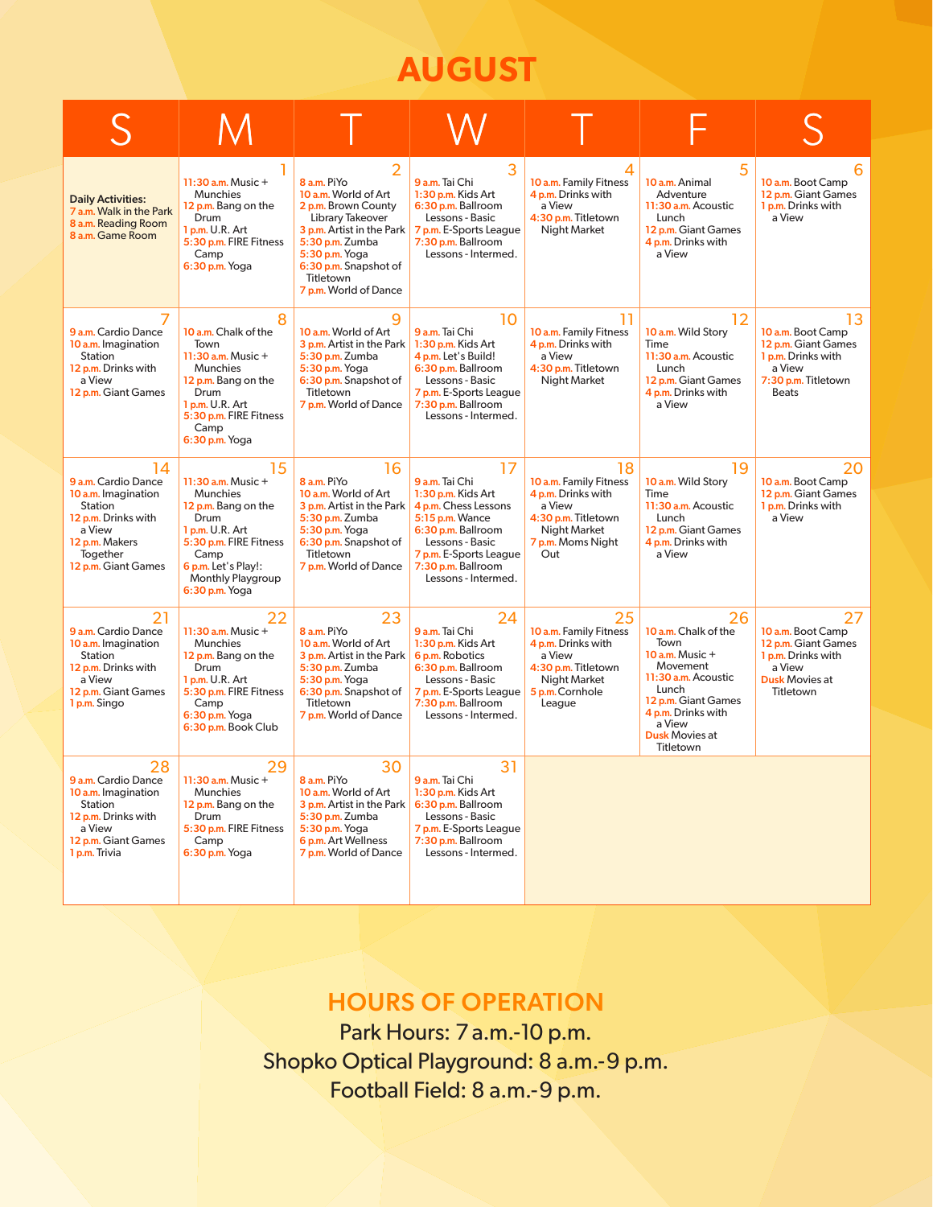# AUGUST

| S | M | T | W | T | F | S |
|---|---|---|---|---|---|---|
| **Daily Activities:**<br>7 a.m. Walk in the Park<br>8 a.m. Reading Room<br>8 a.m. Game Room | **1**<br>11:30 a.m. Music + Munchies<br>12 p.m. Bang on the Drum<br>1 p.m. U.R. Art<br>5:30 p.m. FIRE Fitness Camp<br>6:30 p.m. Yoga | **2**<br>8 a.m. PiYo<br>10 a.m. World of Art<br>2 p.m. Brown County Library Takeover<br>3 p.m. Artist in the Park<br>5:30 p.m. Zumba<br>5:30 p.m. Yoga<br>6:30 p.m. Snapshot of Titletown<br>7 p.m. World of Dance | **3**<br>9 a.m. Tai Chi<br>1:30 p.m. Kids Art<br>6:30 p.m. Ballroom Lessons - Basic<br>7 p.m. E-Sports League<br>7:30 p.m. Ballroom Lessons - Intermed. | **4**<br>10 a.m. Family Fitness<br>4 p.m. Drinks with a View<br>4:30 p.m. Titletown Night Market | **5**<br>10 a.m. Animal Adventure<br>11:30 a.m. Acoustic Lunch<br>12 p.m. Giant Games<br>4 p.m. Drinks with a View | **6**<br>10 a.m. Boot Camp<br>12 p.m. Giant Games<br>1 p.m. Drinks with a View |
| **7**<br>9 a.m. Cardio Dance<br>10 a.m. Imagination Station<br>12 p.m. Drinks with a View<br>12 p.m. Giant Games | **8**<br>10 a.m. Chalk of the Town<br>11:30 a.m. Music + Munchies<br>12 p.m. Bang on the Drum<br>1 p.m. U.R. Art<br>5:30 p.m. FIRE Fitness Camp<br>6:30 p.m. Yoga | **9**<br>10 a.m. World of Art<br>3 p.m. Artist in the Park<br>5:30 p.m. Zumba<br>5:30 p.m. Yoga<br>6:30 p.m. Snapshot of Titletown<br>7 p.m. World of Dance | **10**<br>9 a.m. Tai Chi<br>1:30 p.m. Kids Art<br>4 p.m. Let's Build!<br>6:30 p.m. Ballroom Lessons - Basic<br>7 p.m. E-Sports League<br>7:30 p.m. Ballroom Lessons - Intermed. | **11**<br>10 a.m. Family Fitness<br>4 p.m. Drinks with a View<br>4:30 p.m. Titletown Night Market | **12**<br>10 a.m. Wild Story Time<br>11:30 a.m. Acoustic Lunch<br>12 p.m. Giant Games<br>4 p.m. Drinks with a View | **13**<br>10 a.m. Boot Camp<br>12 p.m. Giant Games<br>1 p.m. Drinks with a View<br>7:30 p.m. Titletown Beats |
| **14**<br>9 a.m. Cardio Dance<br>10 a.m. Imagination Station<br>12 p.m. Drinks with a View<br>12 p.m. Makers Together<br>12 p.m. Giant Games | **15**<br>11:30 a.m. Music + Munchies<br>12 p.m. Bang on the Drum<br>1 p.m. U.R. Art<br>5:30 p.m. FIRE Fitness Camp<br>6 p.m. Let's Play!: Monthly Playgroup<br>6:30 p.m. Yoga | **16**<br>8 a.m. PiYo<br>10 a.m. World of Art<br>3 p.m. Artist in the Park<br>5:30 p.m. Zumba<br>5:30 p.m. Yoga<br>6:30 p.m. Snapshot of Titletown<br>7 p.m. World of Dance | **17**<br>9 a.m. Tai Chi<br>1:30 p.m. Kids Art<br>4 p.m. Chess Lessons<br>5:15 p.m. Wance<br>6:30 p.m. Ballroom Lessons - Basic<br>7 p.m. E-Sports League<br>7:30 p.m. Ballroom Lessons - Intermed. | **18**<br>10 a.m. Family Fitness<br>4 p.m. Drinks with a View<br>4:30 p.m. Titletown Night Market<br>7 p.m. Moms Night Out | **19**<br>10 a.m. Wild Story Time<br>11:30 a.m. Acoustic Lunch<br>12 p.m. Giant Games<br>4 p.m. Drinks with a View | **20**<br>10 a.m. Boot Camp<br>12 p.m. Giant Games<br>1 p.m. Drinks with a View |
| **21**<br>9 a.m. Cardio Dance<br>10 a.m. Imagination Station<br>12 p.m. Drinks with a View<br>12 p.m. Giant Games<br>1 p.m. Singo | **22**<br>11:30 a.m. Music + Munchies<br>12 p.m. Bang on the Drum<br>1 p.m. U.R. Art<br>5:30 p.m. FIRE Fitness Camp<br>6:30 p.m. Yoga<br>6:30 p.m. Book Club | **23**<br>8 a.m. PiYo<br>10 a.m. World of Art<br>3 p.m. Artist in the Park<br>5:30 p.m. Zumba<br>5:30 p.m. Yoga<br>6:30 p.m. Snapshot of Titletown<br>7 p.m. World of Dance | **24**<br>9 a.m. Tai Chi<br>1:30 p.m. Kids Art<br>6 p.m. Robotics<br>6:30 p.m. Ballroom Lessons - Basic<br>7 p.m. E-Sports League<br>7:30 p.m. Ballroom Lessons - Intermed. | **25**<br>10 a.m. Family Fitness<br>4 p.m. Drinks with a View<br>4:30 p.m. Titletown Night Market<br>5 p.m. Cornhole League | **26**<br>10 a.m. Chalk of the Town<br>10 a.m. Music + Movement<br>11:30 a.m. Acoustic Lunch<br>12 p.m. Giant Games<br>4 p.m. Drinks with a View<br>Dusk Movies at Titletown | **27**<br>10 a.m. Boot Camp<br>12 p.m. Giant Games<br>1 p.m. Drinks with a View<br>Dusk Movies at Titletown |
| **28**<br>9 a.m. Cardio Dance<br>10 a.m. Imagination Station<br>12 p.m. Drinks with a View<br>12 p.m. Giant Games<br>1 p.m. Trivia | **29**<br>11:30 a.m. Music + Munchies<br>12 p.m. Bang on the Drum<br>5:30 p.m. FIRE Fitness Camp<br>6:30 p.m. Yoga | **30**<br>8 a.m. PiYo<br>10 a.m. World of Art<br>3 p.m. Artist in the Park<br>5:30 p.m. Zumba<br>5:30 p.m. Yoga<br>6 p.m. Art Wellness<br>7 p.m. World of Dance | **31**<br>9 a.m. Tai Chi<br>1:30 p.m. Kids Art<br>6:30 p.m. Ballroom Lessons - Basic<br>7 p.m. E-Sports League<br>7:30 p.m. Ballroom Lessons - Intermed. | | | |

## HOURS OF OPERATION

Park Hours: 7 a.m.-10 p.m.
Shopko Optical Playground: 8 a.m.-9 p.m.
Football Field: 8 a.m.-9 p.m.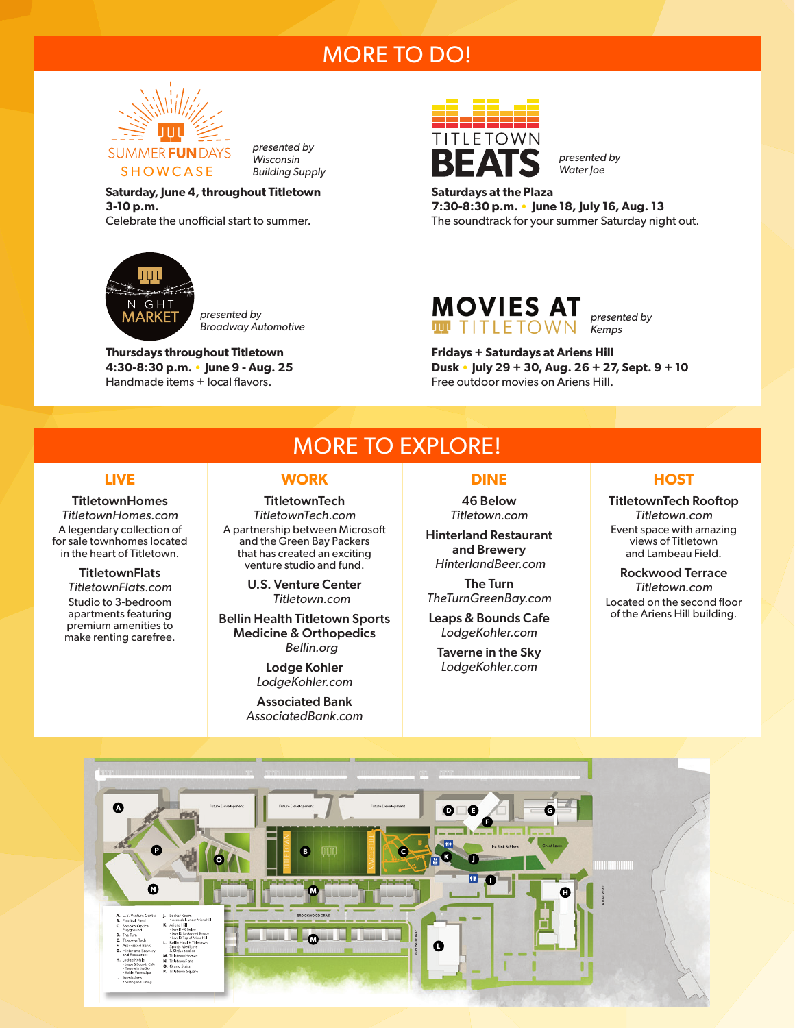## MORE TO DO!

**SUMMER FUN DAYS SHOWCASE**

*presented by Wisconsin Building Supply*

**Saturday, June 4, throughout Titletown**
**3-10 p.m.**
Celebrate the unofficial start to summer.

**TITLETOWN BEATS**

*presented by Water Joe*

**Saturdays at the Plaza**
**7:30-8:30 p.m. • June 18, July 16, Aug. 13**
The soundtrack for your summer Saturday night out.

**NIGHT MARKET**

*presented by Broadway Automotive*

**Thursdays throughout Titletown**
**4:30-8:30 p.m. • June 9 - Aug. 25**
Handmade items + local flavors.

**MOVIES AT TITLETOWN**

*presented by Kemps*

**Fridays + Saturdays at Ariens Hill**
**Dusk • July 29 + 30, Aug. 26 + 27, Sept. 9 + 10**
Free outdoor movies on Ariens Hill.

## MORE TO EXPLORE!

### LIVE

**TitletownHomes**
*TitletownHomes.com*
A legendary collection of for sale townhomes located in the heart of Titletown.

**TitletownFlats**
*TitletownFlats.com*
Studio to 3-bedroom apartments featuring premium amenities to make renting carefree.

### WORK

**TitletownTech**
*TitletownTech.com*
A partnership between Microsoft and the Green Bay Packers that has created an exciting venture studio and fund.

**U.S. Venture Center**
*Titletown.com*

**Bellin Health Titletown Sports Medicine & Orthopedics**
*Bellin.org*

**Lodge Kohler**
*LodgeKohler.com*

**Associated Bank**
*AssociatedBank.com*

### DINE

**46 Below**
*Titletown.com*

**Hinterland Restaurant and Brewery**
*HinterlandBeer.com*

**The Turn**
*TheTurnGreenBay.com*

**Leaps & Bounds Cafe**
*LodgeKohler.com*

**Taverne in the Sky**
*LodgeKohler.com*

### HOST

**TitletownTech Rooftop**
*Titletown.com*
Event space with amazing views of Titletown and Lambeau Field.

**Rockwood Terrace**
*Titletown.com*
Located on the second floor of the Ariens Hill building.

Future Development
Future Development
Future Development
Ice Rink & Plaza
Great Lawn
BROOKWOOD CENT
RIDGE ROAD

A. U.S. Venture Center
B. Football Field
C. Shopko Optical Playground
D. The Turn
E. TitletownTech
F. Associated Bank
G. Hinterland Brewery and Restaurant
H. Lodge Kohler
• Leaps & Bounds Cafe
• Taverne in the Sky
• Kohler Waters Spa
I. Admissions
• Skating and Tubing
J. Locker Room
• Accessible under Ariens Hill
K. Ariens Hill
• Level 1-46 Below
• Level 2-Rockwood Terrace
• Level 3-Top of Ariens Hill
L. Bellin Health Titletown Sports Medicine & Orthopedics
M. TitletownHomes
N. TitletownFlats
O. Grand Stairs
P. Titletown Square